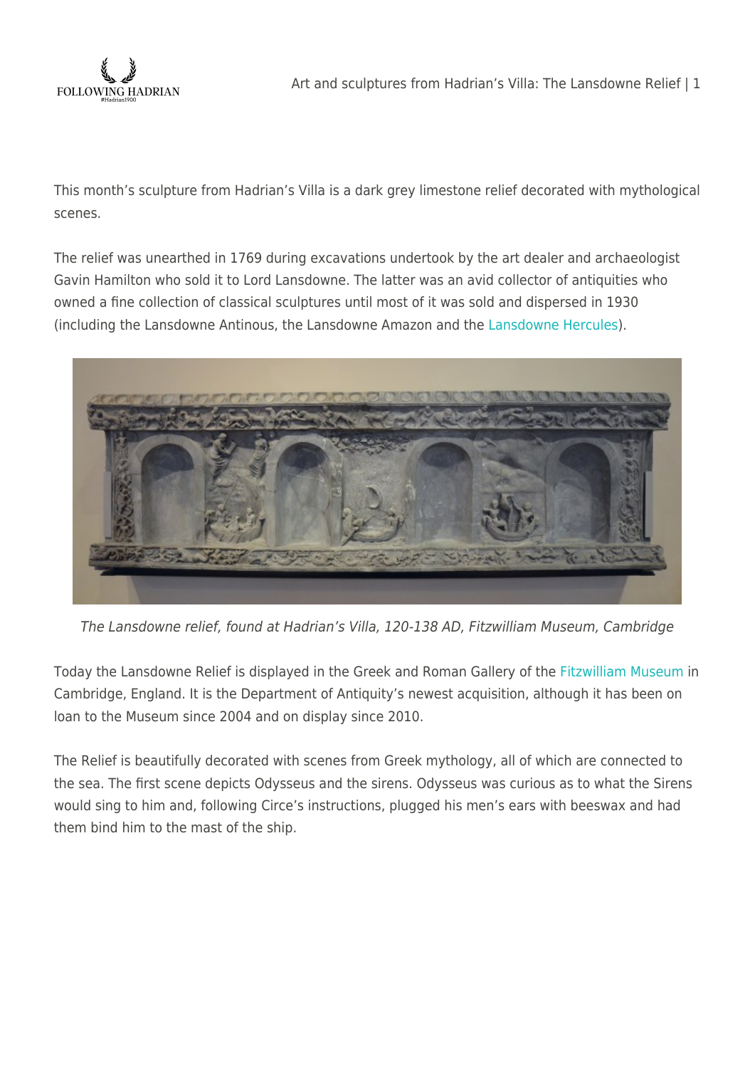This month's sculpture from Hadrian's Villa is a dark grey limestone relief decorated with mythological scenes.

The relief was unearthed in 1769 during excavations undertook by the art dealer and archaeologist Gavin Hamilton who sold it to Lord Lansdowne. The latter was an avid collector of antiquities who owned a fine collection of classical sculptures until most of it was sold and dispersed in 1930 (including the Lansdowne Antinous, the Lansdowne Amazon and the Lansdowne Hercules).

*The Lansdowne relief, found at Hadrian's Villa, 120-138 AD, Fitzwilliam Museum, Cambridge*

Today the Lansdowne Relief is displayed in the Greek and Roman Gallery of the Fitzwilliam Museum in Cambridge, England. It is the Department of Antiquity's newest acquisition, although it has been on loan to the Museum since 2004 and on display since 2010.

The Relief is beautifully decorated with scenes from Greek mythology, all of which are connected to the sea. The first scene depicts Odysseus and the sirens. Odysseus was curious as to what the Sirens would sing to him and, following Circe's instructions, plugged his men's ears with beeswax and had them bind him to the mast of the ship.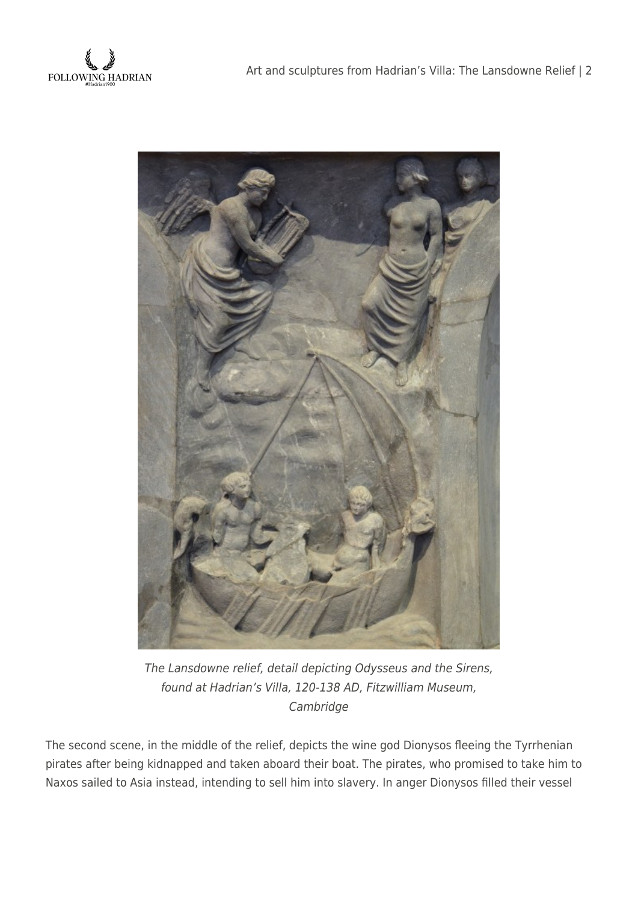*The Lansdowne relief, detail depicting Odysseus and the Sirens, found at Hadrian's Villa, 120-138 AD, Fitzwilliam Museum, Cambridge*

The second scene, in the middle of the relief, depicts the wine god Dionysos fleeing the Tyrrhenian pirates after being kidnapped and taken aboard their boat. The pirates, who promised to take him to Naxos sailed to Asia instead, intending to sell him into slavery. In anger Dionysos filled their vessel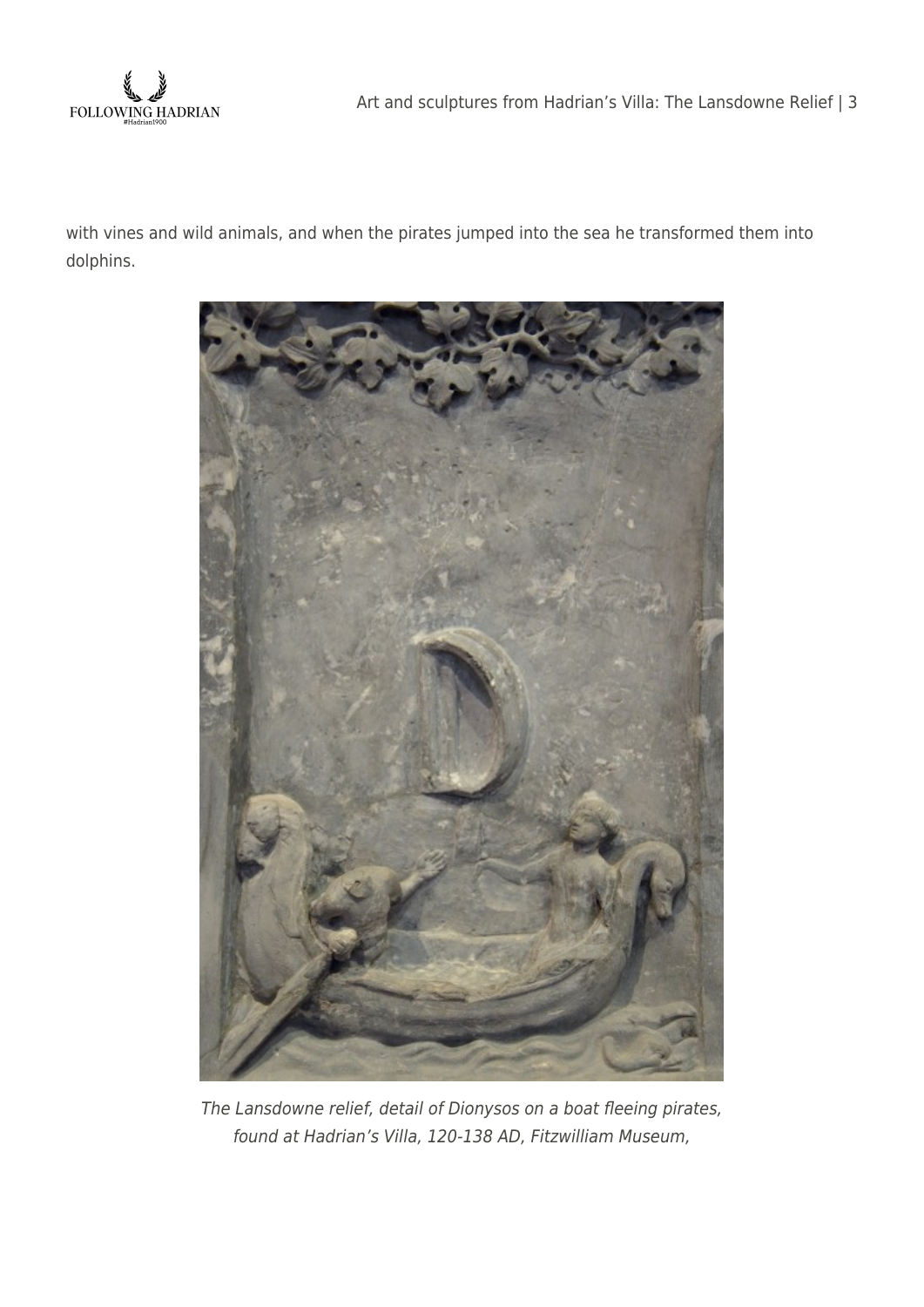with vines and wild animals, and when the pirates jumped into the sea he transformed them into dolphins.

*The Lansdowne relief, detail of Dionysos on a boat fleeing pirates, found at Hadrian's Villa, 120-138 AD, Fitzwilliam Museum,*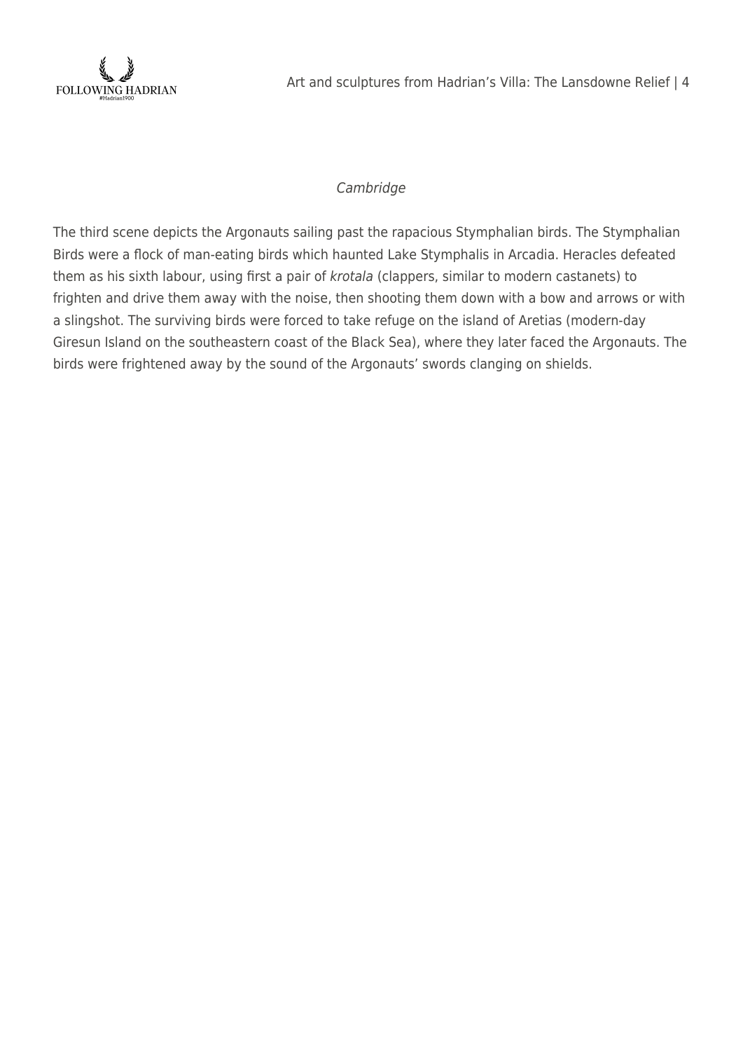*Cambridge*

The third scene depicts the Argonauts sailing past the rapacious Stymphalian birds. The Stymphalian Birds were a flock of man-eating birds which haunted Lake Stymphalis in Arcadia. Heracles defeated them as his sixth labour, using first a pair of *krotala* (clappers, similar to modern castanets) to frighten and drive them away with the noise, then shooting them down with a bow and arrows or with a slingshot. The surviving birds were forced to take refuge on the island of Aretias (modern-day Giresun Island on the southeastern coast of the Black Sea), where they later faced the Argonauts. The birds were frightened away by the sound of the Argonauts' swords clanging on shields.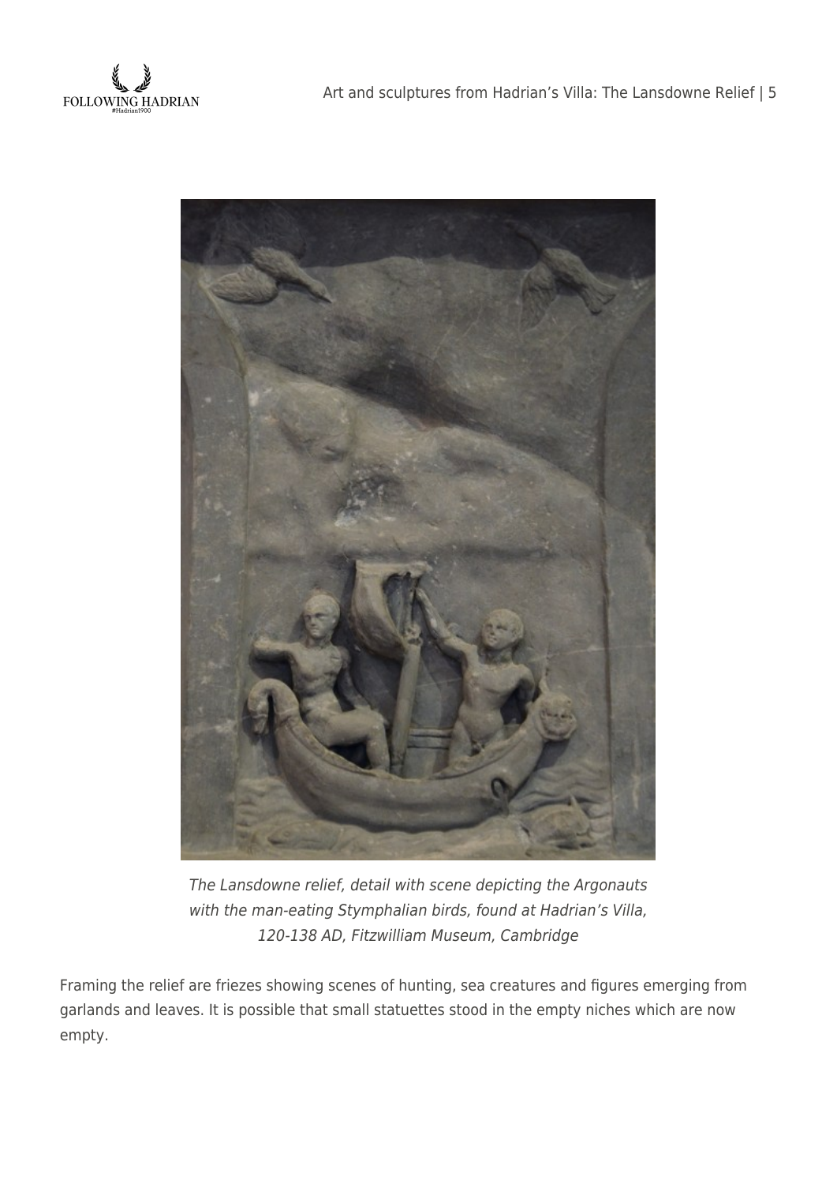*The Lansdowne relief, detail with scene depicting the Argonauts with the man-eating Stymphalian birds, found at Hadrian's Villa, 120-138 AD, Fitzwilliam Museum, Cambridge*

Framing the relief are friezes showing scenes of hunting, sea creatures and figures emerging from garlands and leaves. It is possible that small statuettes stood in the empty niches which are now empty.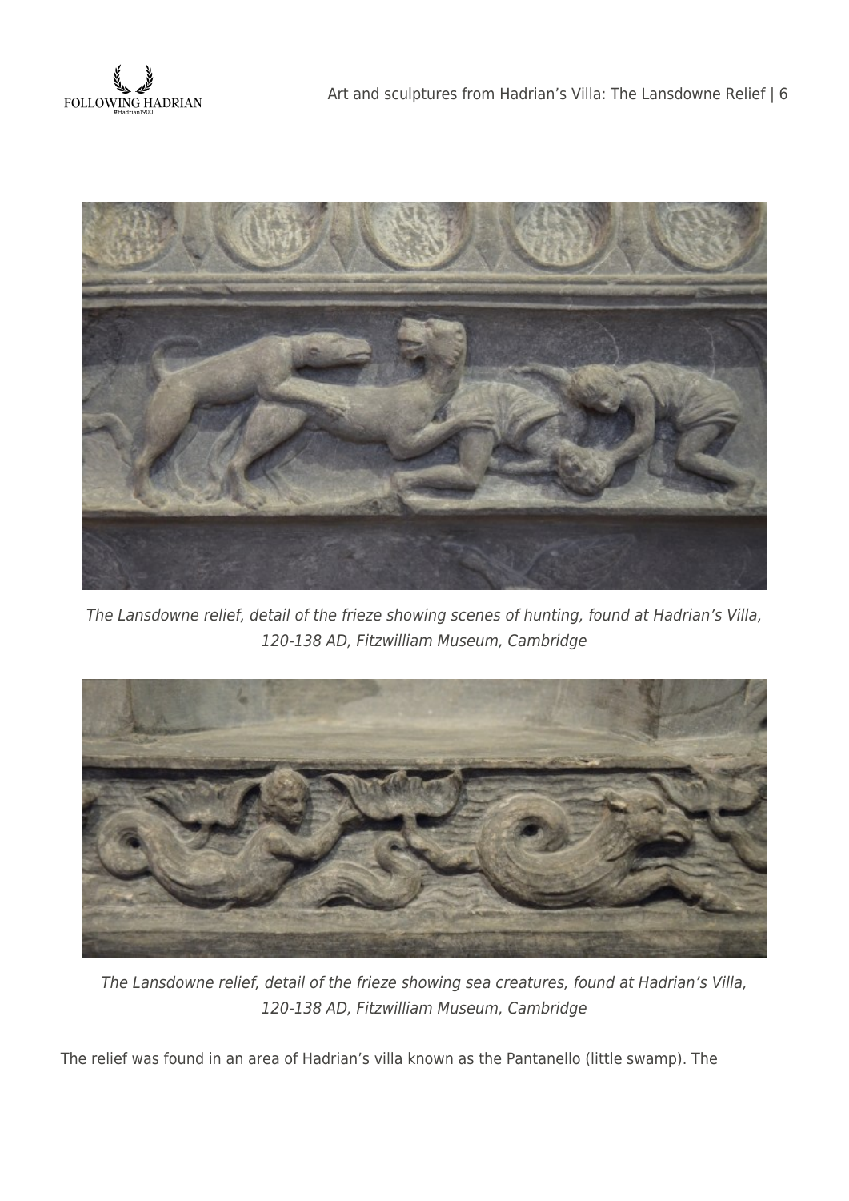*The Lansdowne relief, detail of the frieze showing scenes of hunting, found at Hadrian's Villa, 120-138 AD, Fitzwilliam Museum, Cambridge*

*The Lansdowne relief, detail of the frieze showing sea creatures, found at Hadrian's Villa, 120-138 AD, Fitzwilliam Museum, Cambridge*

The relief was found in an area of Hadrian's villa known as the Pantanello (little swamp). The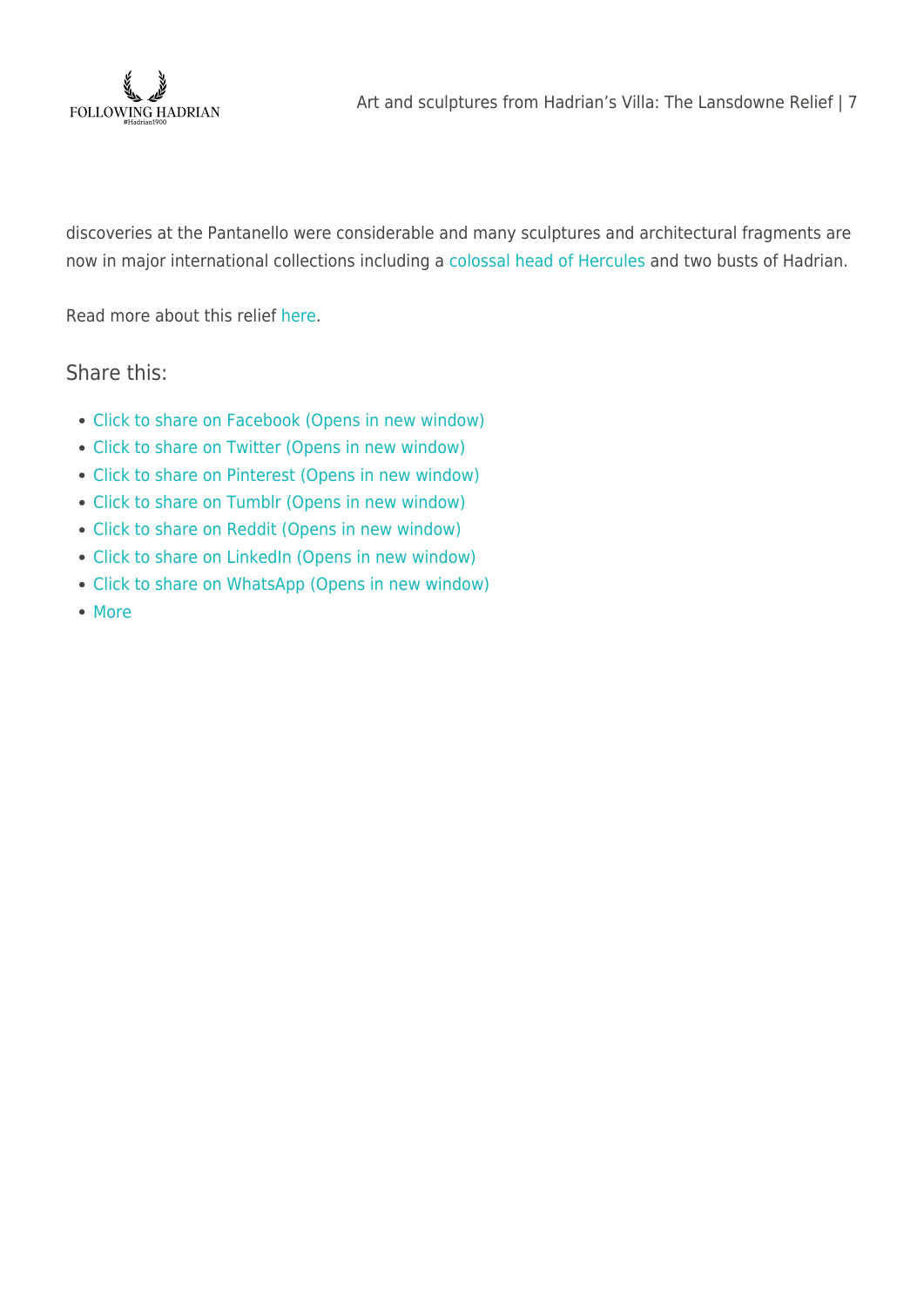discoveries at the Pantanello were considerable and many sculptures and architectural fragments are now in major international collections including a colossal head of Hercules and two busts of Hadrian.

Read more about this relief here.

## Share this:

- Click to share on Facebook (Opens in new window)
- Click to share on Twitter (Opens in new window)
- Click to share on Pinterest (Opens in new window)
- Click to share on Tumblr (Opens in new window)
- Click to share on Reddit (Opens in new window)
- Click to share on LinkedIn (Opens in new window)
- Click to share on WhatsApp (Opens in new window)
- More